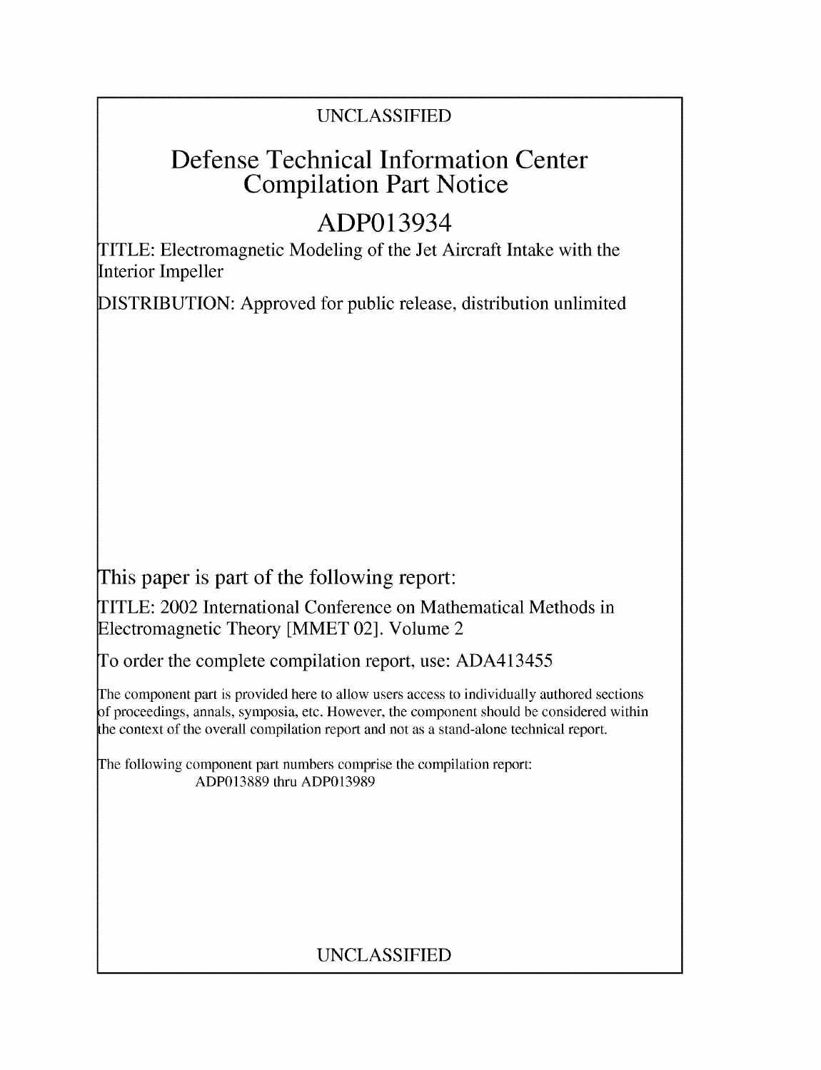UNCLASSIFIED

# Defense Technical Information Center Compilation Part Notice

# ADP013934

TITLE: Electromagnetic Modeling of the Jet Aircraft Intake with the Interior Impeller

DISTRIBUTION: Approved for public release, distribution unlimited

This paper is part of the following report:

TITLE: 2002 International Conference on Mathematical Methods in Electromagnetic Theory [MMET 02]. Volume 2

To order the complete compilation report, use: ADA413455

The component part is provided here to allow users access to individually authored sections of proceedings, annals, symposia, etc. However, the component should be considered within the context of the overall compilation report and not as a stand-alone technical report.

The following component part numbers comprise the compilation report:
ADP013889 thru ADP013989

UNCLASSIFIED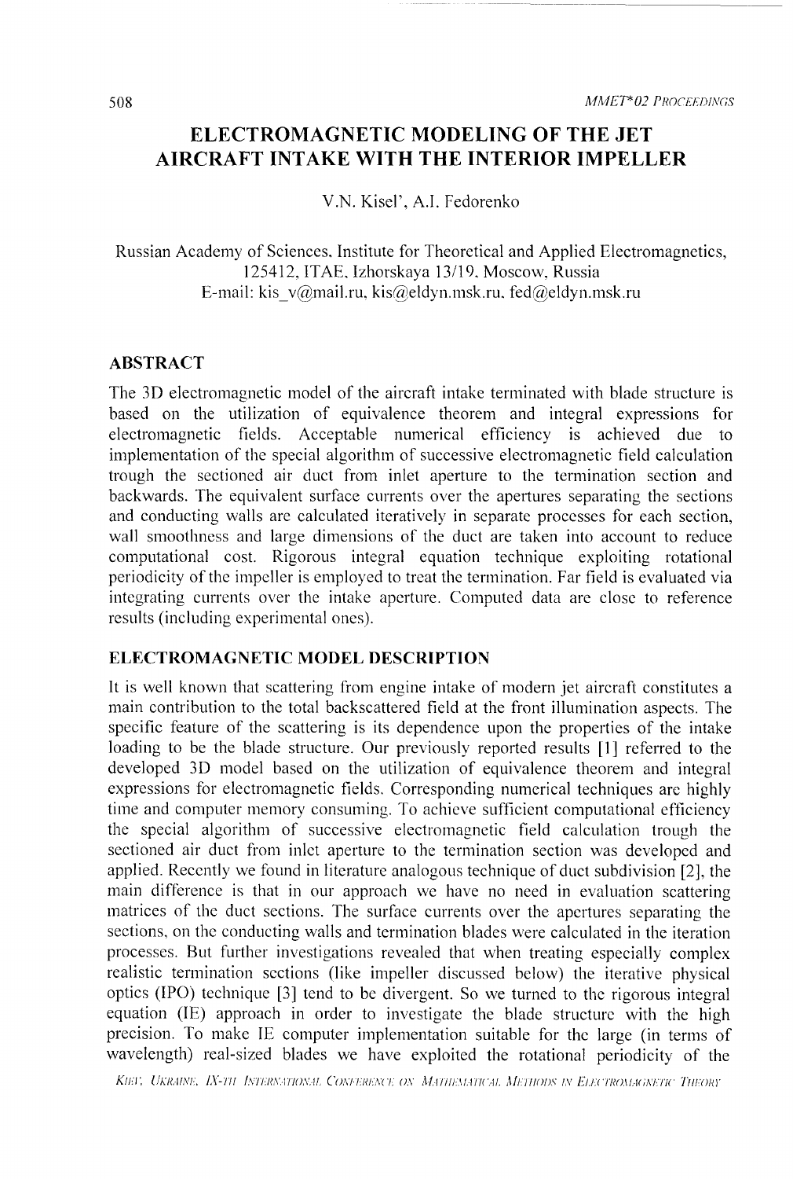# ELECTROMAGNETIC MODELING OF THE JET AIRCRAFT INTAKE WITH THE INTERIOR IMPELLER

V.N. Kisel', A.I. Fedorenko

Russian Academy of Sciences, Institute for Theoretical and Applied Electromagnetics, 125412, ITAE, Izhorskaya 13/19, Moscow, Russia
E-mail: kis_v@mail.ru, kis@eldyn.msk.ru, fed@eldyn.msk.ru

## ABSTRACT

The 3D electromagnetic model of the aircraft intake terminated with blade structure is based on the utilization of equivalence theorem and integral expressions for electromagnetic fields. Acceptable numerical efficiency is achieved due to implementation of the special algorithm of successive electromagnetic field calculation trough the sectioned air duct from inlet aperture to the termination section and backwards. The equivalent surface currents over the apertures separating the sections and conducting walls are calculated iteratively in separate processes for each section, wall smoothness and large dimensions of the duct are taken into account to reduce computational cost. Rigorous integral equation technique exploiting rotational periodicity of the impeller is employed to treat the termination. Far field is evaluated via integrating currents over the intake aperture. Computed data are close to reference results (including experimental ones).

## ELECTROMAGNETIC MODEL DESCRIPTION

It is well known that scattering from engine intake of modern jet aircraft constitutes a main contribution to the total backscattered field at the front illumination aspects. The specific feature of the scattering is its dependence upon the properties of the intake loading to be the blade structure. Our previously reported results [1] referred to the developed 3D model based on the utilization of equivalence theorem and integral expressions for electromagnetic fields. Corresponding numerical techniques are highly time and computer memory consuming. To achieve sufficient computational efficiency the special algorithm of successive electromagnetic field calculation trough the sectioned air duct from inlet aperture to the termination section was developed and applied. Recently we found in literature analogous technique of duct subdivision [2], the main difference is that in our approach we have no need in evaluation scattering matrices of the duct sections. The surface currents over the apertures separating the sections, on the conducting walls and termination blades were calculated in the iteration processes. But further investigations revealed that when treating especially complex realistic termination sections (like impeller discussed below) the iterative physical optics (IPO) technique [3] tend to be divergent. So we turned to the rigorous integral equation (IE) approach in order to investigate the blade structure with the high precision. To make IE computer implementation suitable for the large (in terms of wavelength) real-sized blades we have exploited the rotational periodicity of the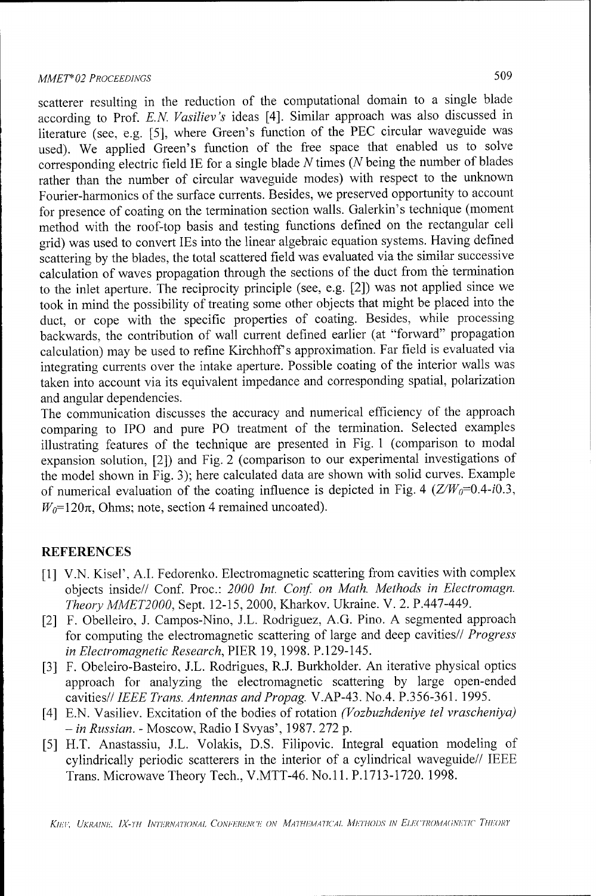scatterer resulting in the reduction of the computational domain to a single blade according to Prof. *E.N. Vasiliev's* ideas [4]. Similar approach was also discussed in literature (see, e.g. [5], where Green's function of the PEC circular waveguide was used). We applied Green's function of the free space that enabled us to solve corresponding electric field IE for a single blade $N$ times ($N$ being the number of blades rather than the number of circular waveguide modes) with respect to the unknown Fourier-harmonics of the surface currents. Besides, we preserved opportunity to account for presence of coating on the termination section walls. Galerkin's technique (moment method with the roof-top basis and testing functions defined on the rectangular cell grid) was used to convert IEs into the linear algebraic equation systems. Having defined scattering by the blades, the total scattered field was evaluated via the similar successive calculation of waves propagation through the sections of the duct from the termination to the inlet aperture. The reciprocity principle (see, e.g. [2]) was not applied since we took in mind the possibility of treating some other objects that might be placed into the duct, or cope with the specific properties of coating. Besides, while processing backwards, the contribution of wall current defined earlier (at "forward" propagation calculation) may be used to refine Kirchhoff's approximation. Far field is evaluated via integrating currents over the intake aperture. Possible coating of the interior walls was taken into account via its equivalent impedance and corresponding spatial, polarization and angular dependencies.

The communication discusses the accuracy and numerical efficiency of the approach comparing to IPO and pure PO treatment of the termination. Selected examples illustrating features of the technique are presented in Fig. 1 (comparison to modal expansion solution, [2]) and Fig. 2 (comparison to our experimental investigations of the model shown in Fig. 3); here calculated data are shown with solid curves. Example of numerical evaluation of the coating influence is depicted in Fig. 4 ($Z/W_0$=0.4-$i$0.3, $W_0$=120$\pi$, Ohms; note, section 4 remained uncoated).

## REFERENCES

[1] V.N. Kisel', A.I. Fedorenko. Electromagnetic scattering from cavities with complex objects inside// Conf. Proc.: *2000 Int. Conf. on Math. Methods in Electromagn. Theory MMET2000*, Sept. 12-15, 2000, Kharkov. Ukraine. V. 2. P.447-449.

[2] F. Obelleiro, J. Campos-Nino, J.L. Rodriguez, A.G. Pino. A segmented approach for computing the electromagnetic scattering of large and deep cavities// *Progress in Electromagnetic Research*, PIER 19, 1998. P.129-145.

[3] F. Obeleiro-Basteiro, J.L. Rodrigues, R.J. Burkholder. An iterative physical optics approach for analyzing the electromagnetic scattering by large open-ended cavities// *IEEE Trans. Antennas and Propag.* V.AP-43. No.4. P.356-361. 1995.

[4] E.N. Vasiliev. Excitation of the bodies of rotation *(Vozbuzhdeniye tel vrascheniya) – in Russian*. - Moscow, Radio I Svyas', 1987. 272 p.

[5] H.T. Anastassiu, J.L. Volakis, D.S. Filipovic. Integral equation modeling of cylindrically periodic scatterers in the interior of a cylindrical waveguide// IEEE Trans. Microwave Theory Tech., V.MTT-46. No.11. P.1713-1720. 1998.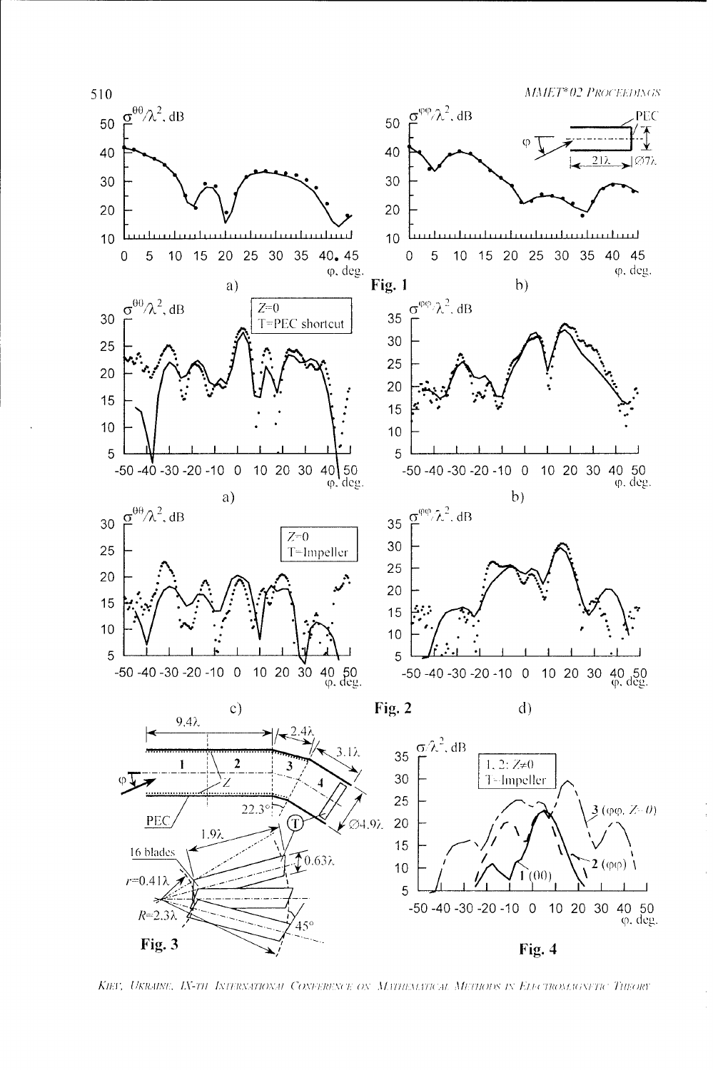$\sigma^{\theta\theta}/\lambda^2$, dB

50 40 30 20 10

0 5 10 15 20 25 30 35 40 45

φ, deg.

a)

$\sigma^{\varphi\varphi}/\lambda^2$, dB

PEC

φ

21λ

Ø7λ

0 5 10 15 20 25 30 35 40 45

φ, deg.

b)

**Fig. 1**

$\sigma^{\theta\theta}/\lambda^2$, dB

Z=0
T=PEC shortcut

-50 -40 -30 -20 -10 0 10 20 30 40 50

φ, deg.

a)

$\sigma^{\varphi\varphi}/\lambda^2$, dB

-50 -40 -30 -20 -10 0 10 20 30 40 50

φ, deg.

b)

$\sigma^{\theta\theta}/\lambda^2$, dB

Z=0
T=Impeller

-50 -40 -30 -20 -10 0 10 20 30 40 50

φ, deg.

c)

$\sigma^{\varphi\varphi}/\lambda^2$, dB

-50 -40 -30 -20 -10 0 10 20 30 40 50

φ, deg.

d)

**Fig. 2**

9.4λ 2.4λ 3.1λ

1 2 3 4

φ Z PEC 22.3° T Ø4.9λ

1.9λ

16 blades 0.63λ

r=0.41λ

R=2.3λ 45°

**Fig. 3**

$\sigma/\lambda^2$, dB

1, 2: Z≠0
T=Impeller

3 (φφ, Z=0)

2 (φφ)

1 (θθ)

-50 -40 -30 -20 -10 0 10 20 30 40 50

φ, deg.

**Fig. 4**